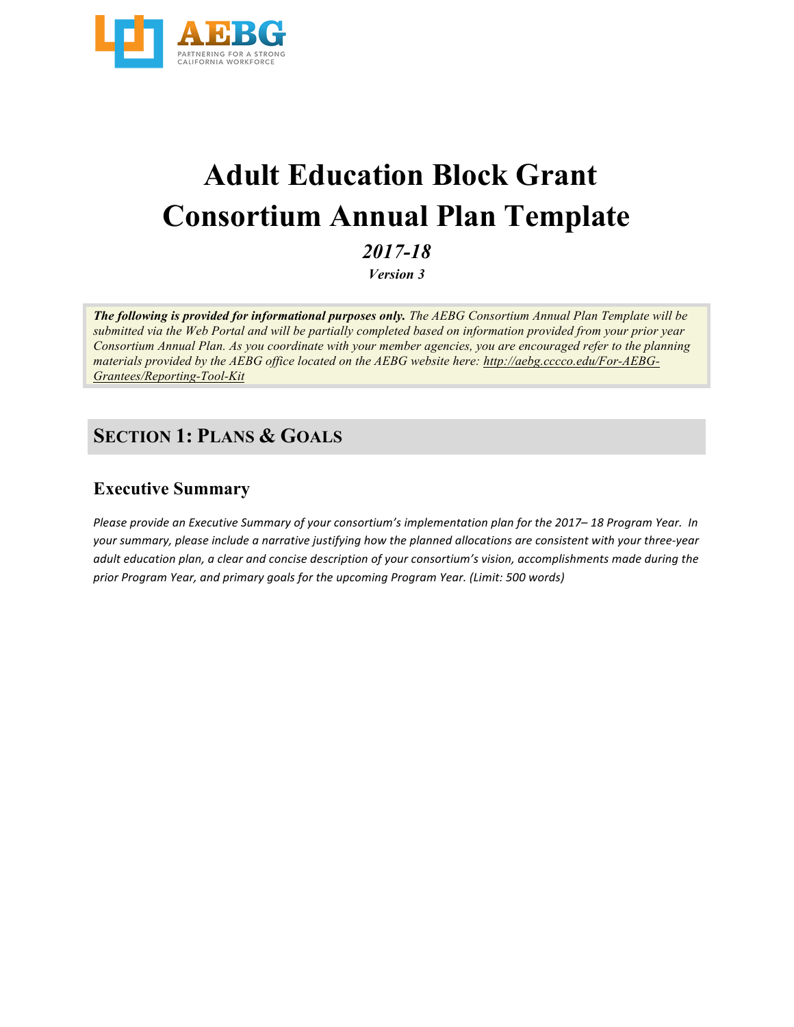# Adult Education Block Grant Consortium Annual Plan Template

## *2017-18*

***Version 3***

***The following is provided for informational purposes only.*** *The AEBG Consortium Annual Plan Template will be submitted via the Web Portal and will be partially completed based on information provided from your prior year Consortium Annual Plan. As you coordinate with your member agencies, you are encouraged refer to the planning materials provided by the AEBG office located on the AEBG website here: http://aebg.cccco.edu/For-AEBG-Grantees/Reporting-Tool-Kit*

## SECTION 1: PLANS & GOALS

### Executive Summary

*Please provide an Executive Summary of your consortium's implementation plan for the 2017– 18 Program Year. In your summary, please include a narrative justifying how the planned allocations are consistent with your three-year adult education plan, a clear and concise description of your consortium's vision, accomplishments made during the prior Program Year, and primary goals for the upcoming Program Year. (Limit: 500 words)*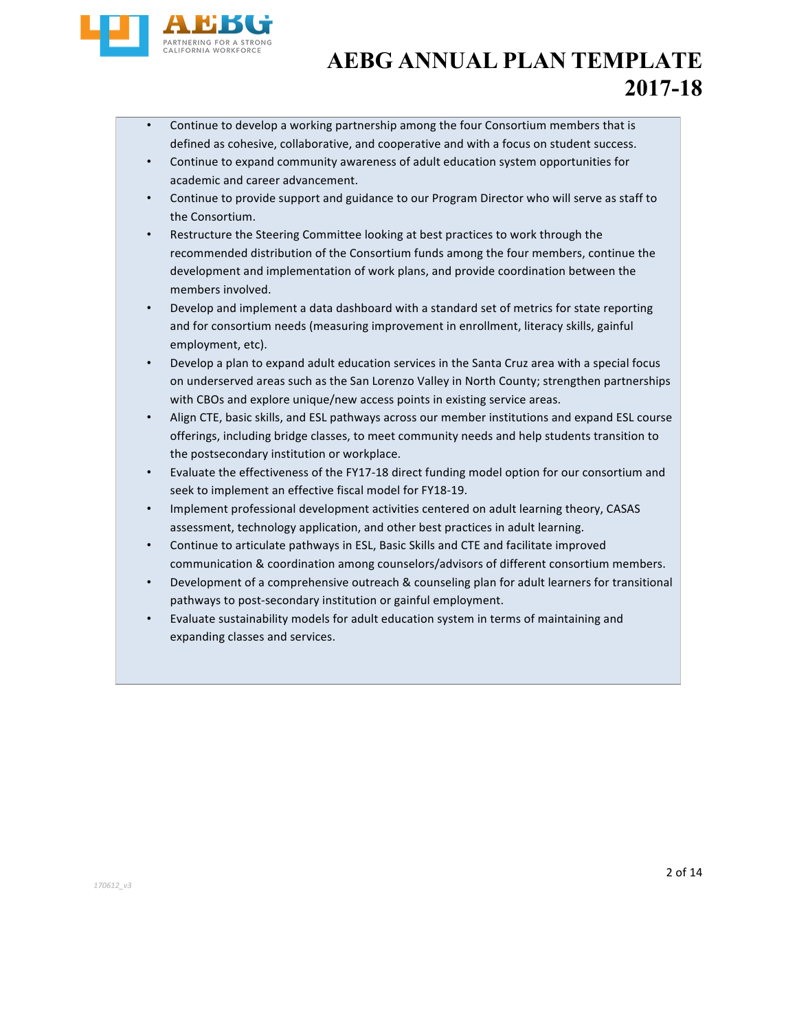- Continue to develop a working partnership among the four Consortium members that is defined as cohesive, collaborative, and cooperative and with a focus on student success.
- Continue to expand community awareness of adult education system opportunities for academic and career advancement.
- Continue to provide support and guidance to our Program Director who will serve as staff to the Consortium.
- Restructure the Steering Committee looking at best practices to work through the recommended distribution of the Consortium funds among the four members, continue the development and implementation of work plans, and provide coordination between the members involved.
- Develop and implement a data dashboard with a standard set of metrics for state reporting and for consortium needs (measuring improvement in enrollment, literacy skills, gainful employment, etc).
- Develop a plan to expand adult education services in the Santa Cruz area with a special focus on underserved areas such as the San Lorenzo Valley in North County; strengthen partnerships with CBOs and explore unique/new access points in existing service areas.
- Align CTE, basic skills, and ESL pathways across our member institutions and expand ESL course offerings, including bridge classes, to meet community needs and help students transition to the postsecondary institution or workplace.
- Evaluate the effectiveness of the FY17-18 direct funding model option for our consortium and seek to implement an effective fiscal model for FY18-19.
- Implement professional development activities centered on adult learning theory, CASAS assessment, technology application, and other best practices in adult learning.
- Continue to articulate pathways in ESL, Basic Skills and CTE and facilitate improved communication & coordination among counselors/advisors of different consortium members.
- Development of a comprehensive outreach & counseling plan for adult learners for transitional pathways to post-secondary institution or gainful employment.
- Evaluate sustainability models for adult education system in terms of maintaining and expanding classes and services.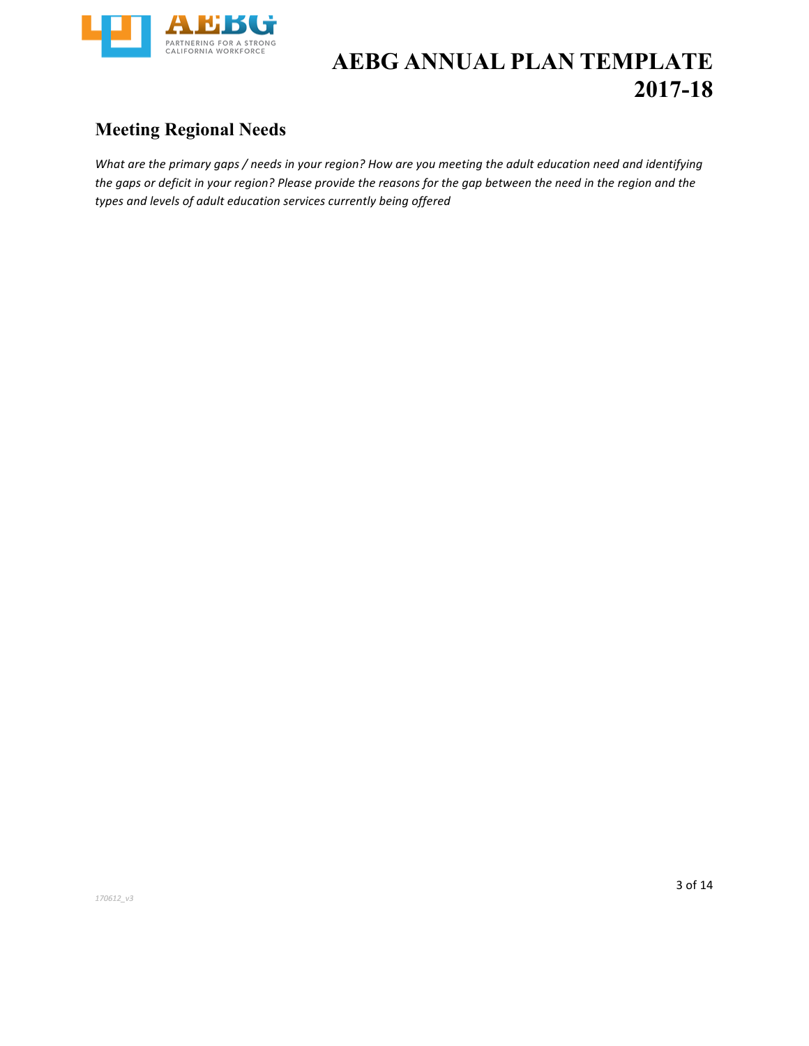## Meeting Regional Needs

*What are the primary gaps / needs in your region? How are you meeting the adult education need and identifying the gaps or deficit in your region? Please provide the reasons for the gap between the need in the region and the types and levels of adult education services currently being offered*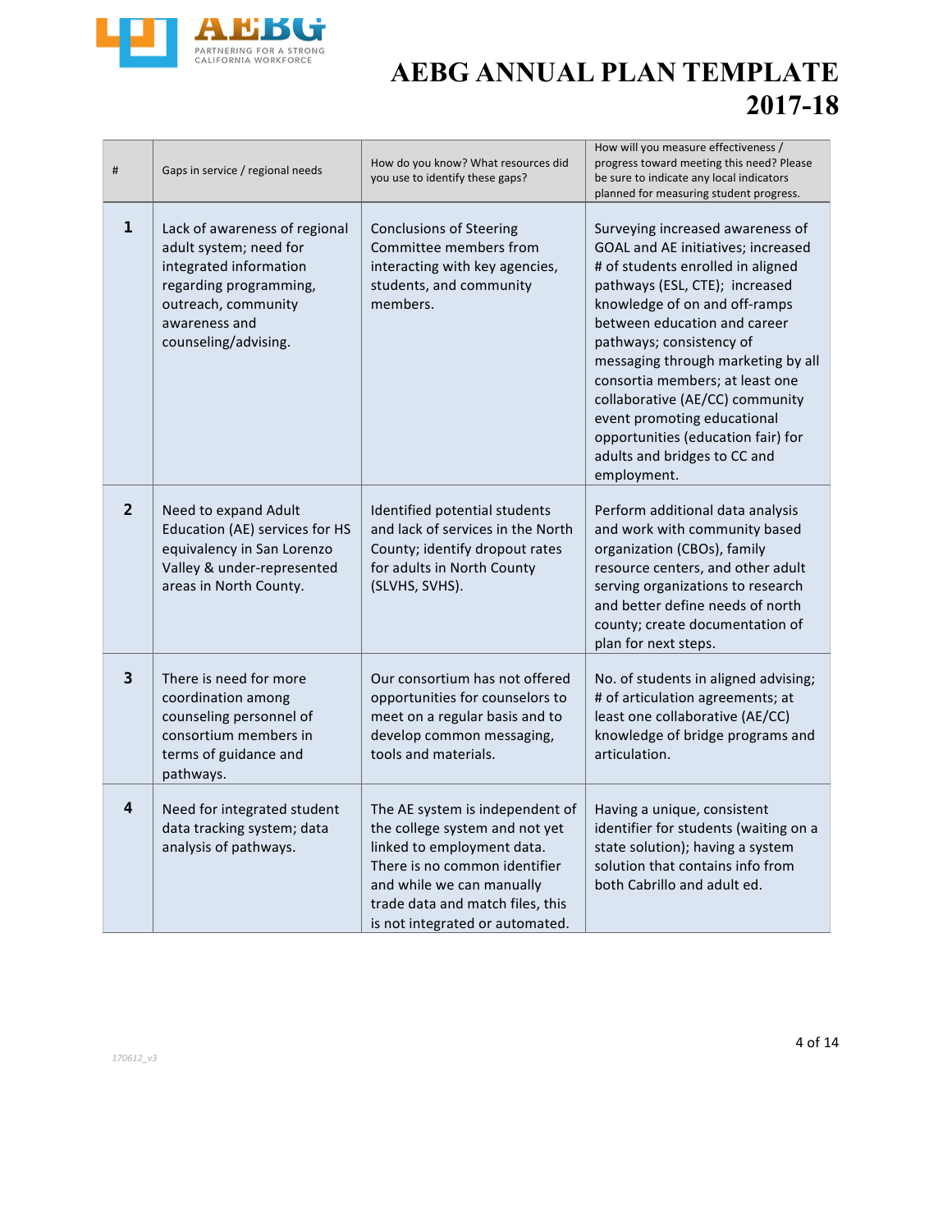# AEBG ANNUAL PLAN TEMPLATE 2017-18

| # | Gaps in service / regional needs | How do you know? What resources did you use to identify these gaps? | How will you measure effectiveness / progress toward meeting this need? Please be sure to indicate any local indicators planned for measuring student progress. |
|---|---|---|---|
| 1 | Lack of awareness of regional adult system; need for integrated information regarding programming, outreach, community awareness and counseling/advising. | Conclusions of Steering Committee members from interacting with key agencies, students, and community members. | Surveying increased awareness of GOAL and AE initiatives; increased # of students enrolled in aligned pathways (ESL, CTE); increased knowledge of on and off-ramps between education and career pathways; consistency of messaging through marketing by all consortia members; at least one collaborative (AE/CC) community event promoting educational opportunities (education fair) for adults and bridges to CC and employment. |
| 2 | Need to expand Adult Education (AE) services for HS equivalency in San Lorenzo Valley & under-represented areas in North County. | Identified potential students and lack of services in the North County; identify dropout rates for adults in North County (SLVHS, SVHS). | Perform additional data analysis and work with community based organization (CBOs), family resource centers, and other adult serving organizations to research and better define needs of north county; create documentation of plan for next steps. |
| 3 | There is need for more coordination among counseling personnel of consortium members in terms of guidance and pathways. | Our consortium has not offered opportunities for counselors to meet on a regular basis and to develop common messaging, tools and materials. | No. of students in aligned advising; # of articulation agreements; at least one collaborative (AE/CC) knowledge of bridge programs and articulation. |
| 4 | Need for integrated student data tracking system; data analysis of pathways. | The AE system is independent of the college system and not yet linked to employment data. There is no common identifier and while we can manually trade data and match files, this is not integrated or automated. | Having a unique, consistent identifier for students (waiting on a state solution); having a system solution that contains info from both Cabrillo and adult ed. |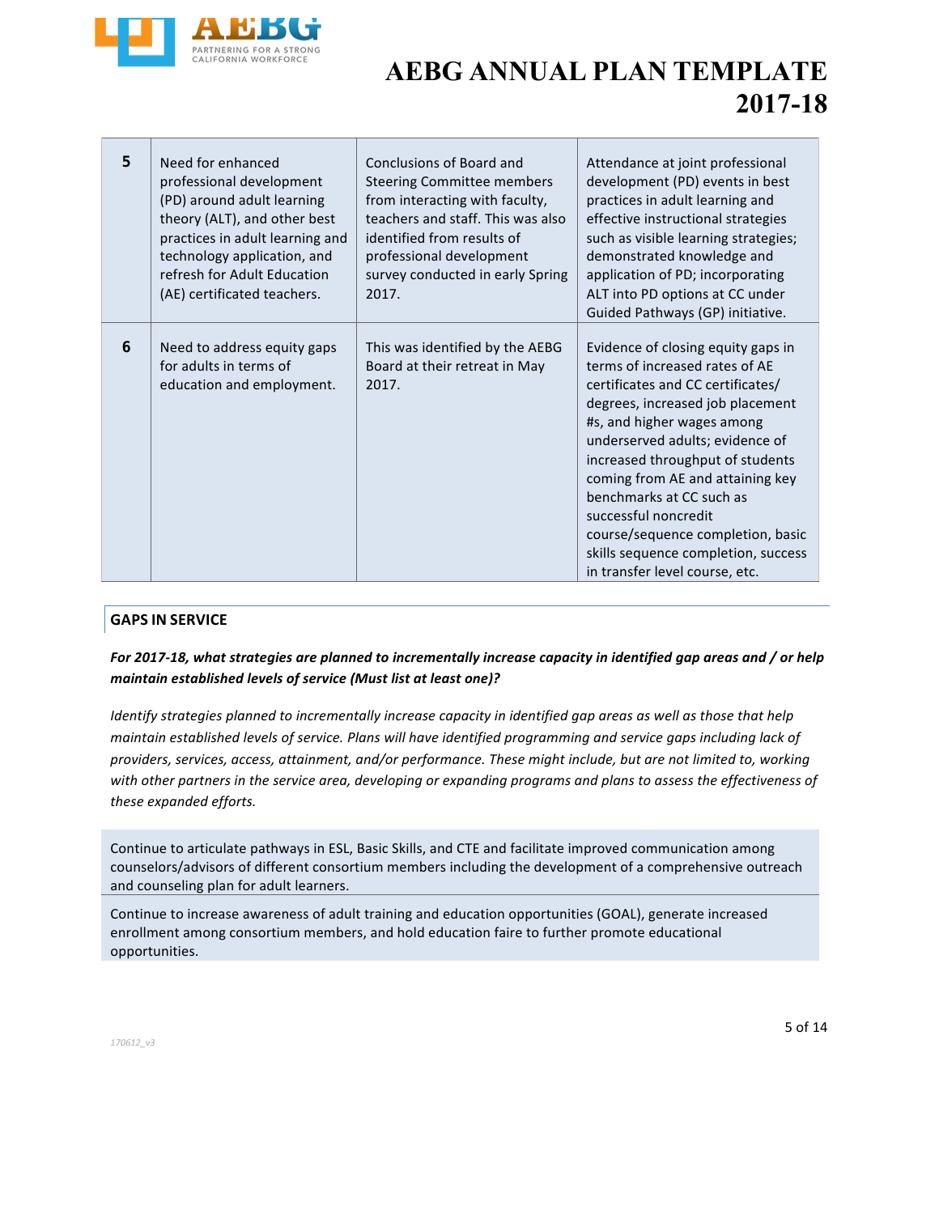| | | | |
|---|---|---|---|
| 5 | Need for enhanced professional development (PD) around adult learning theory (ALT), and other best practices in adult learning and technology application, and refresh for Adult Education (AE) certificated teachers. | Conclusions of Board and Steering Committee members from interacting with faculty, teachers and staff. This was also identified from results of professional development survey conducted in early Spring 2017. | Attendance at joint professional development (PD) events in best practices in adult learning and effective instructional strategies such as visible learning strategies; demonstrated knowledge and application of PD; incorporating ALT into PD options at CC under Guided Pathways (GP) initiative. |
| 6 | Need to address equity gaps for adults in terms of education and employment. | This was identified by the AEBG Board at their retreat in May 2017. | Evidence of closing equity gaps in terms of increased rates of AE certificates and CC certificates/ degrees, increased job placement #s, and higher wages among underserved adults; evidence of increased throughput of students coming from AE and attaining key benchmarks at CC such as successful noncredit course/sequence completion, basic skills sequence completion, success in transfer level course, etc. |

## GAPS IN SERVICE

***For 2017-18, what strategies are planned to incrementally increase capacity in identified gap areas and / or help maintain established levels of service (Must list at least one)?***

*Identify strategies planned to incrementally increase capacity in identified gap areas as well as those that help maintain established levels of service. Plans will have identified programming and service gaps including lack of providers, services, access, attainment, and/or performance. These might include, but are not limited to, working with other partners in the service area, developing or expanding programs and plans to assess the effectiveness of these expanded efforts.*

Continue to articulate pathways in ESL, Basic Skills, and CTE and facilitate improved communication among counselors/advisors of different consortium members including the development of a comprehensive outreach and counseling plan for adult learners.

Continue to increase awareness of adult training and education opportunities (GOAL), generate increased enrollment among consortium members, and hold education faire to further promote educational opportunities.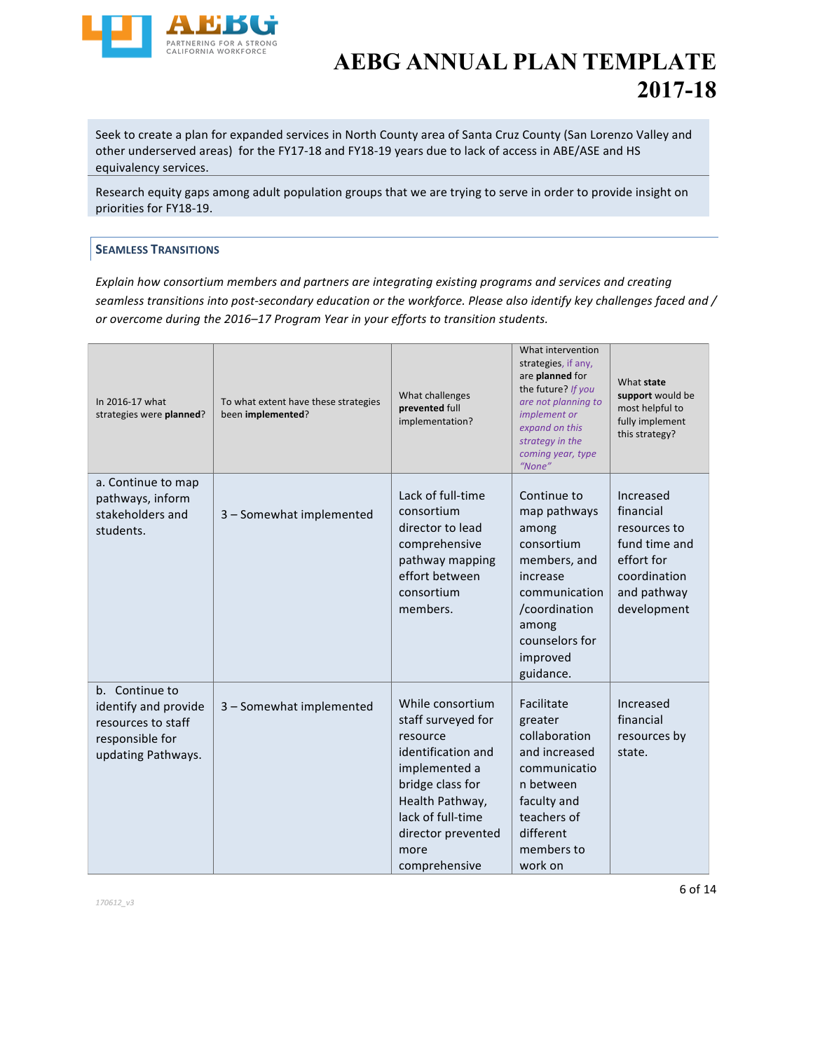Seek to create a plan for expanded services in North County area of Santa Cruz County (San Lorenzo Valley and other underserved areas) for the FY17-18 and FY18-19 years due to lack of access in ABE/ASE and HS equivalency services.

Research equity gaps among adult population groups that we are trying to serve in order to provide insight on priorities for FY18-19.

## Seamless Transitions

*Explain how consortium members and partners are integrating existing programs and services and creating seamless transitions into post-secondary education or the workforce. Please also identify key challenges faced and / or overcome during the 2016–17 Program Year in your efforts to transition students.*

| In 2016-17 what strategies were **planned**? | To what extent have these strategies been **implemented**? | What challenges **prevented** full implementation? | What intervention strategies, *if any*, are **planned** for the future? *If you are not planning to implement or expand on this strategy in the coming year, type "None"* | What **state support** would be most helpful to fully implement this strategy? |
|---|---|---|---|---|
| a. Continue to map pathways, inform stakeholders and students. | 3 – Somewhat implemented | Lack of full-time consortium director to lead comprehensive pathway mapping effort between consortium members. | Continue to map pathways among consortium members, and increase communication /coordination among counselors for improved guidance. | Increased financial resources to fund time and effort for coordination and pathway development |
| b. Continue to identify and provide resources to staff responsible for updating Pathways. | 3 – Somewhat implemented | While consortium staff surveyed for resource identification and implemented a bridge class for Health Pathway, lack of full-time director prevented more comprehensive | Facilitate greater collaboration and increased communication between faculty and teachers of different members to work on | Increased financial resources by state. |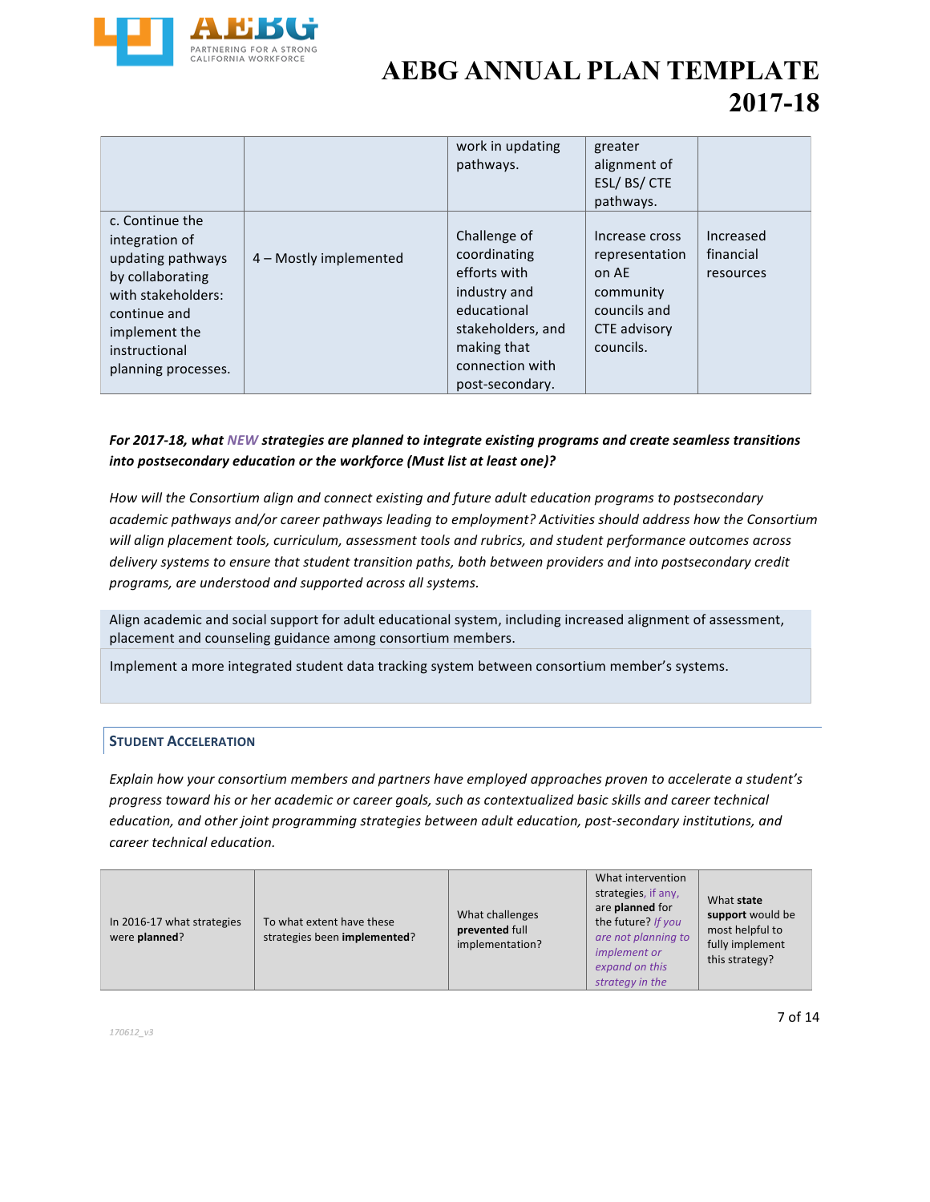| | | work in updating pathways. | greater alignment of ESL/ BS/ CTE pathways. | |
|---|---|---|---|---|
| c. Continue the integration of updating pathways by collaborating with stakeholders: continue and implement the instructional planning processes. | 4 – Mostly implemented | Challenge of coordinating efforts with industry and educational stakeholders, and making that connection with post-secondary. | Increase cross representation on AE community councils and CTE advisory councils. | Increased financial resources |

***For 2017-18, what NEW strategies are planned to integrate existing programs and create seamless transitions into postsecondary education or the workforce (Must list at least one)?***

*How will the Consortium align and connect existing and future adult education programs to postsecondary academic pathways and/or career pathways leading to employment? Activities should address how the Consortium will align placement tools, curriculum, assessment tools and rubrics, and student performance outcomes across delivery systems to ensure that student transition paths, both between providers and into postsecondary credit programs, are understood and supported across all systems.*

Align academic and social support for adult educational system, including increased alignment of assessment, placement and counseling guidance among consortium members.

Implement a more integrated student data tracking system between consortium member's systems.

## STUDENT ACCELERATION

*Explain how your consortium members and partners have employed approaches proven to accelerate a student's progress toward his or her academic or career goals, such as contextualized basic skills and career technical education, and other joint programming strategies between adult education, post-secondary institutions, and career technical education.*

| In 2016-17 what strategies were **planned**? | To what extent have these strategies been **implemented**? | What challenges **prevented** full implementation? | What intervention strategies, if any, are **planned** for the future? *If you are not planning to implement or expand on this strategy in the* | What **state support** would be most helpful to fully implement this strategy? |
|---|---|---|---|---|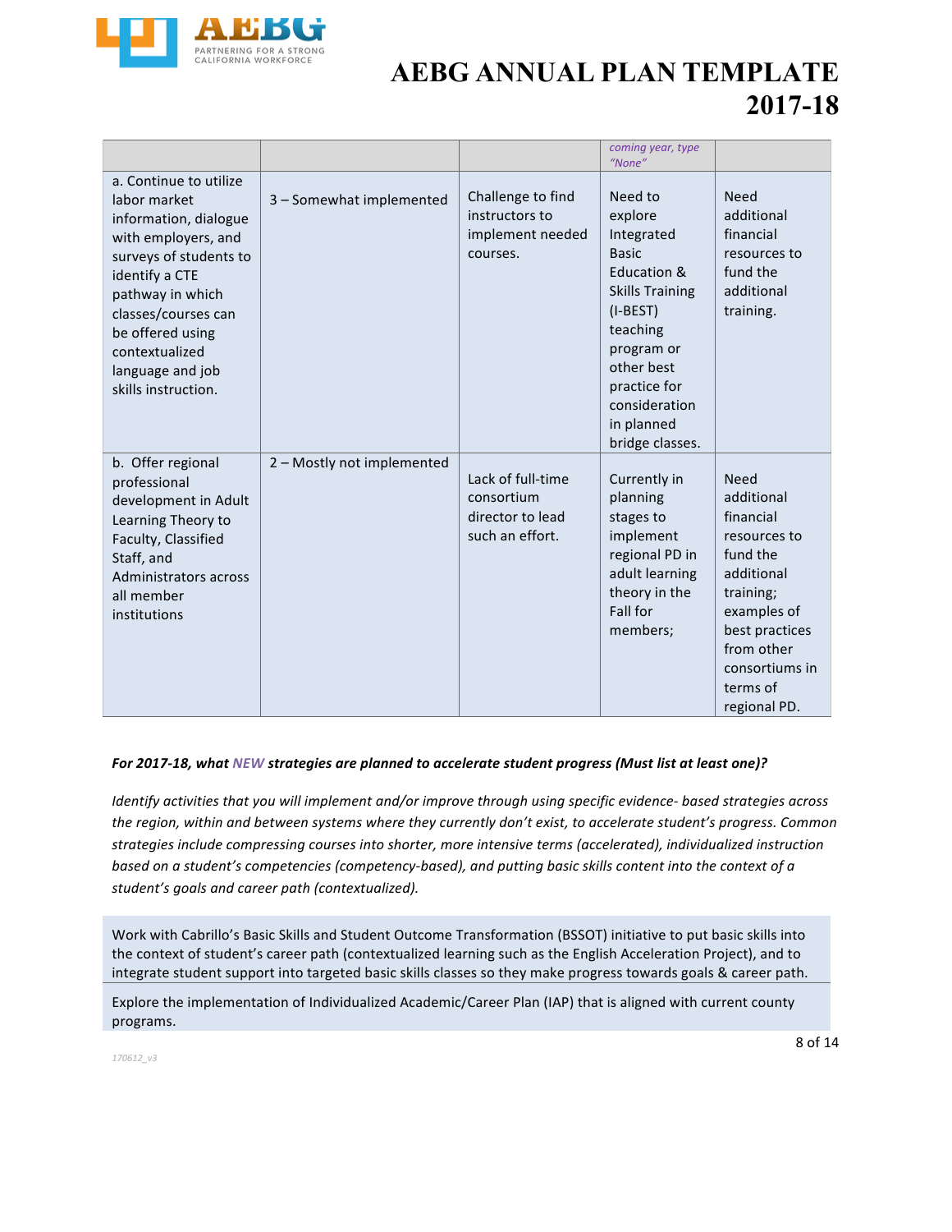| | | | coming year, type "None" | |
|---|---|---|---|---|
| a. Continue to utilize labor market information, dialogue with employers, and surveys of students to identify a CTE pathway in which classes/courses can be offered using contextualized language and job skills instruction. | 3 – Somewhat implemented | Challenge to find instructors to implement needed courses. | Need to explore Integrated Basic Education & Skills Training (I-BEST) teaching program or other best practice for consideration in planned bridge classes. | Need additional financial resources to fund the additional training. |
| b. Offer regional professional development in Adult Learning Theory to Faculty, Classified Staff, and Administrators across all member institutions | 2 – Mostly not implemented | Lack of full-time consortium director to lead such an effort. | Currently in planning stages to implement regional PD in adult learning theory in the Fall for members; | Need additional financial resources to fund the additional training; examples of best practices from other consortiums in terms of regional PD. |

***For 2017-18, what NEW strategies are planned to accelerate student progress (Must list at least one)?***

*Identify activities that you will implement and/or improve through using specific evidence- based strategies across the region, within and between systems where they currently don't exist, to accelerate student's progress. Common strategies include compressing courses into shorter, more intensive terms (accelerated), individualized instruction based on a student's competencies (competency-based), and putting basic skills content into the context of a student's goals and career path (contextualized).*

Work with Cabrillo's Basic Skills and Student Outcome Transformation (BSSOT) initiative to put basic skills into the context of student's career path (contextualized learning such as the English Acceleration Project), and to integrate student support into targeted basic skills classes so they make progress towards goals & career path.

Explore the implementation of Individualized Academic/Career Plan (IAP) that is aligned with current county programs.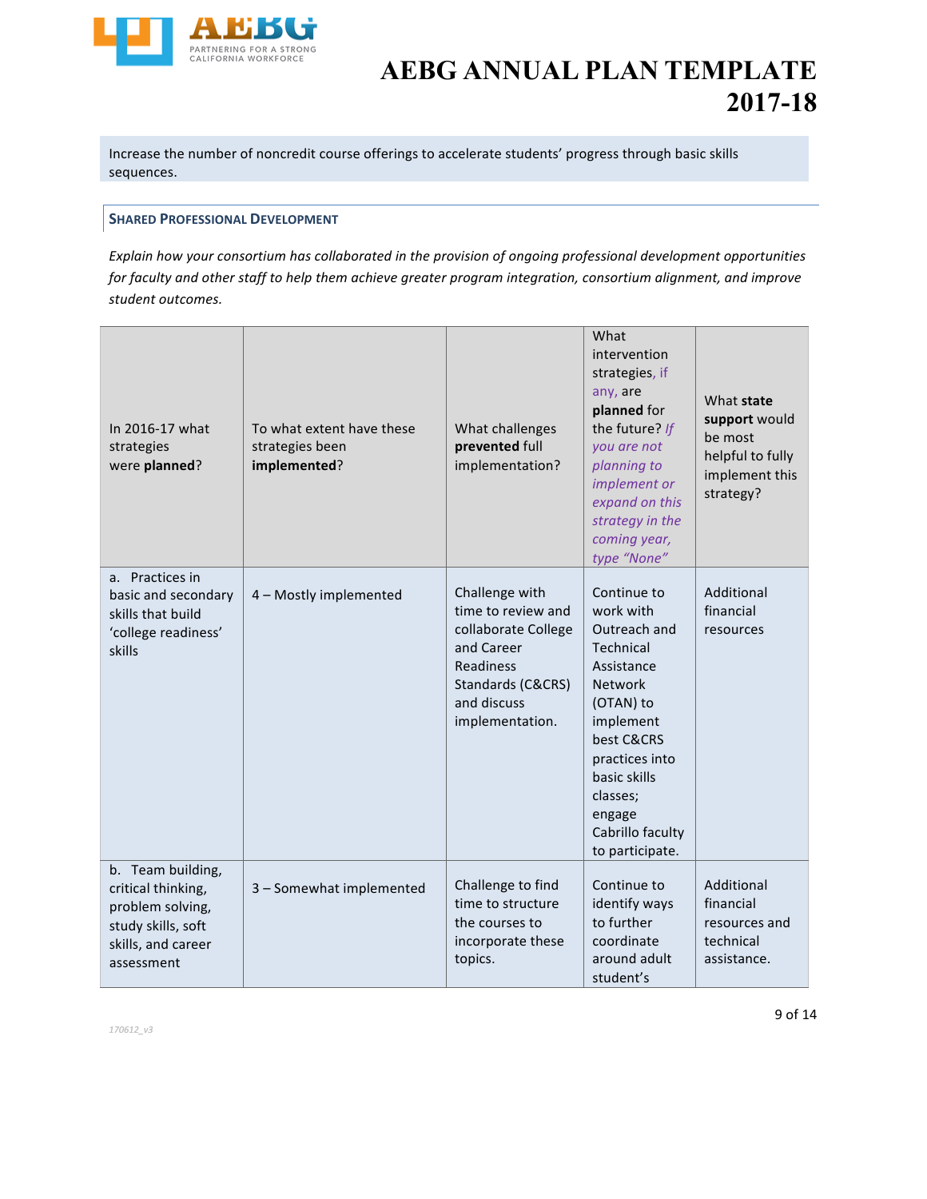Increase the number of noncredit course offerings to accelerate students' progress through basic skills sequences.

### Shared Professional Development

*Explain how your consortium has collaborated in the provision of ongoing professional development opportunities for faculty and other staff to help them achieve greater program integration, consortium alignment, and improve student outcomes.*

| In 2016-17 what strategies were **planned**? | To what extent have these strategies been **implemented**? | What challenges **prevented** full implementation? | What intervention strategies, *if any*, are **planned** for the future? *If you are not planning to implement or expand on this strategy in the coming year, type "None"* | What **state support** would be most helpful to fully implement this strategy? |
|---|---|---|---|---|
| a. Practices in basic and secondary skills that build 'college readiness' skills | 4 – Mostly implemented | Challenge with time to review and collaborate College and Career Readiness Standards (C&CRS) and discuss implementation. | Continue to work with Outreach and Technical Assistance Network (OTAN) to implement best C&CRS practices into basic skills classes; engage Cabrillo faculty to participate. | Additional financial resources |
| b. Team building, critical thinking, problem solving, study skills, soft skills, and career assessment | 3 – Somewhat implemented | Challenge to find time to structure the courses to incorporate these topics. | Continue to identify ways to further coordinate around adult student's | Additional financial resources and technical assistance. |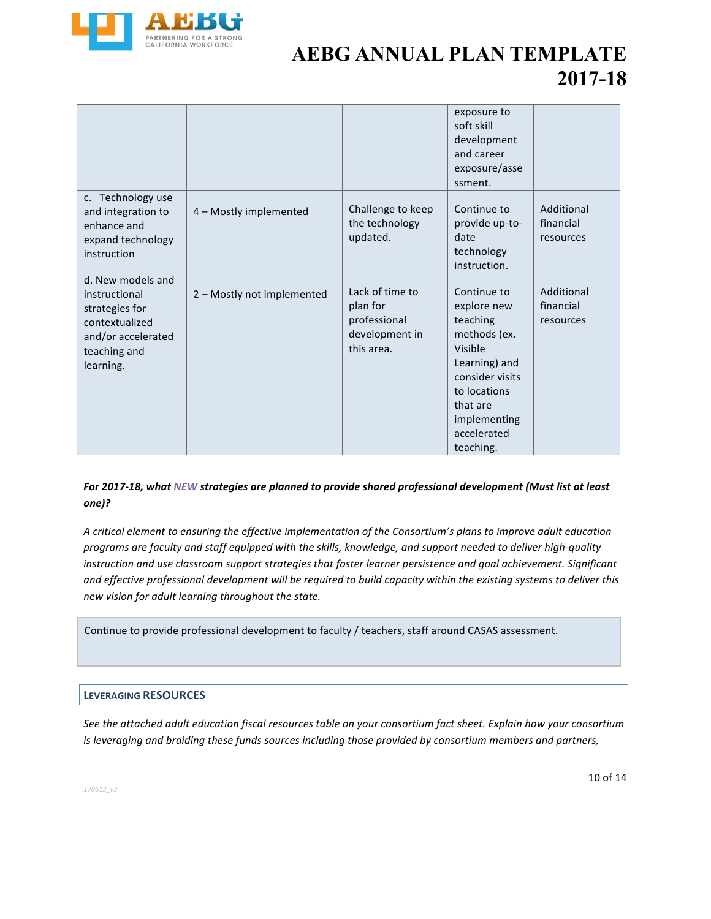| | | | exposure to soft skill development and career exposure/assessment. | |
|---|---|---|---|---|
| c. Technology use and integration to enhance and expand technology instruction | 4 – Mostly implemented | Challenge to keep the technology updated. | Continue to provide up-to-date technology instruction. | Additional financial resources |
| d. New models and instructional strategies for contextualized and/or accelerated teaching and learning. | 2 – Mostly not implemented | Lack of time to plan for professional development in this area. | Continue to explore new teaching methods (ex. Visible Learning) and consider visits to locations that are implementing accelerated teaching. | Additional financial resources |

***For 2017-18, what NEW strategies are planned to provide shared professional development (Must list at least one)?***

*A critical element to ensuring the effective implementation of the Consortium's plans to improve adult education programs are faculty and staff equipped with the skills, knowledge, and support needed to deliver high-quality instruction and use classroom support strategies that foster learner persistence and goal achievement. Significant and effective professional development will be required to build capacity within the existing systems to deliver this new vision for adult learning throughout the state.*

Continue to provide professional development to faculty / teachers, staff around CASAS assessment.

## LEVERAGING RESOURCES

*See the attached adult education fiscal resources table on your consortium fact sheet. Explain how your consortium is leveraging and braiding these funds sources including those provided by consortium members and partners,*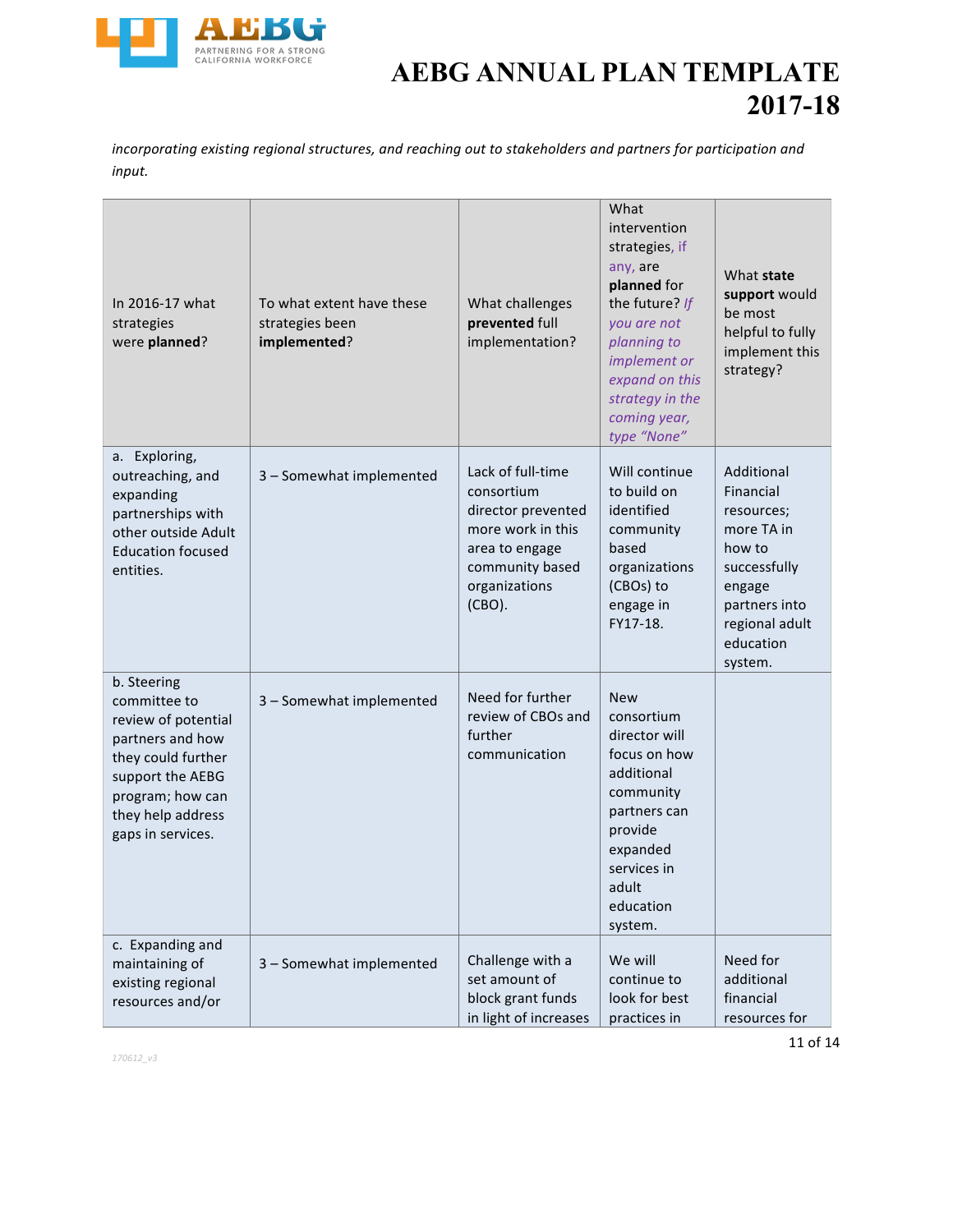*incorporating existing regional structures, and reaching out to stakeholders and partners for participation and input.*

| In 2016-17 what strategies were **planned**? | To what extent have these strategies been **implemented**? | What challenges **prevented** full implementation? | What intervention strategies, *if any,* are **planned** for the future? *If you are not planning to implement or expand on this strategy in the coming year, type "None"* | What **state support** would be most helpful to fully implement this strategy? |
|---|---|---|---|---|
| a. Exploring, outreaching, and expanding partnerships with other outside Adult Education focused entities. | 3 – Somewhat implemented | Lack of full-time consortium director prevented more work in this area to engage community based organizations (CBO). | Will continue to build on identified community based organizations (CBOs) to engage in FY17-18. | Additional Financial resources; more TA in how to successfully engage partners into regional adult education system. |
| b. Steering committee to review of potential partners and how they could further support the AEBG program; how can they help address gaps in services. | 3 – Somewhat implemented | Need for further review of CBOs and further communication | New consortium director will focus on how additional community partners can provide expanded services in adult education system. | |
| c. Expanding and maintaining of existing regional resources and/or | 3 – Somewhat implemented | Challenge with a set amount of block grant funds in light of increases | We will continue to look for best practices in | Need for additional financial resources for |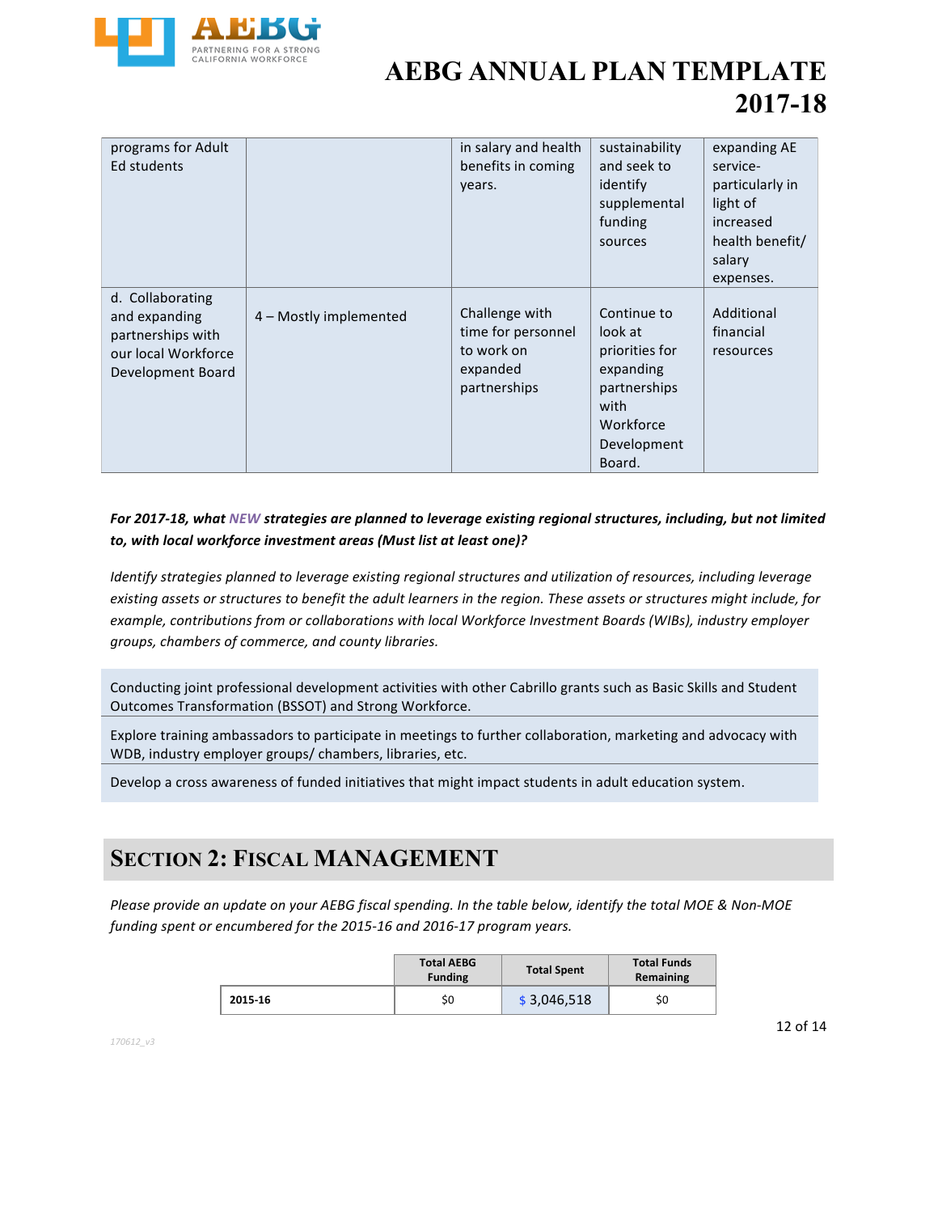| | | | | |
|---|---|---|---|---|
| programs for Adult Ed students | | in salary and health benefits in coming years. | sustainability and seek to identify supplemental funding sources | expanding AE service- particularly in light of increased health benefit/ salary expenses. |
| d. Collaborating and expanding partnerships with our local Workforce Development Board | 4 – Mostly implemented | Challenge with time for personnel to work on expanded partnerships | Continue to look at priorities for expanding partnerships with Workforce Development Board. | Additional financial resources |

***For 2017-18, what NEW strategies are planned to leverage existing regional structures, including, but not limited to, with local workforce investment areas (Must list at least one)?***

*Identify strategies planned to leverage existing regional structures and utilization of resources, including leverage existing assets or structures to benefit the adult learners in the region. These assets or structures might include, for example, contributions from or collaborations with local Workforce Investment Boards (WIBs), industry employer groups, chambers of commerce, and county libraries.*

| |
|---|
| Conducting joint professional development activities with other Cabrillo grants such as Basic Skills and Student Outcomes Transformation (BSSOT) and Strong Workforce. |
| Explore training ambassadors to participate in meetings to further collaboration, marketing and advocacy with WDB, industry employer groups/ chambers, libraries, etc. |
| Develop a cross awareness of funded initiatives that might impact students in adult education system. |

## SECTION 2: FISCAL MANAGEMENT

*Please provide an update on your AEBG fiscal spending. In the table below, identify the total MOE & Non-MOE funding spent or encumbered for the 2015-16 and 2016-17 program years.*

| | Total AEBG Funding | Total Spent | Total Funds Remaining |
|---|---|---|---|
| 2015-16 | $0 | $ 3,046,518 | $0 |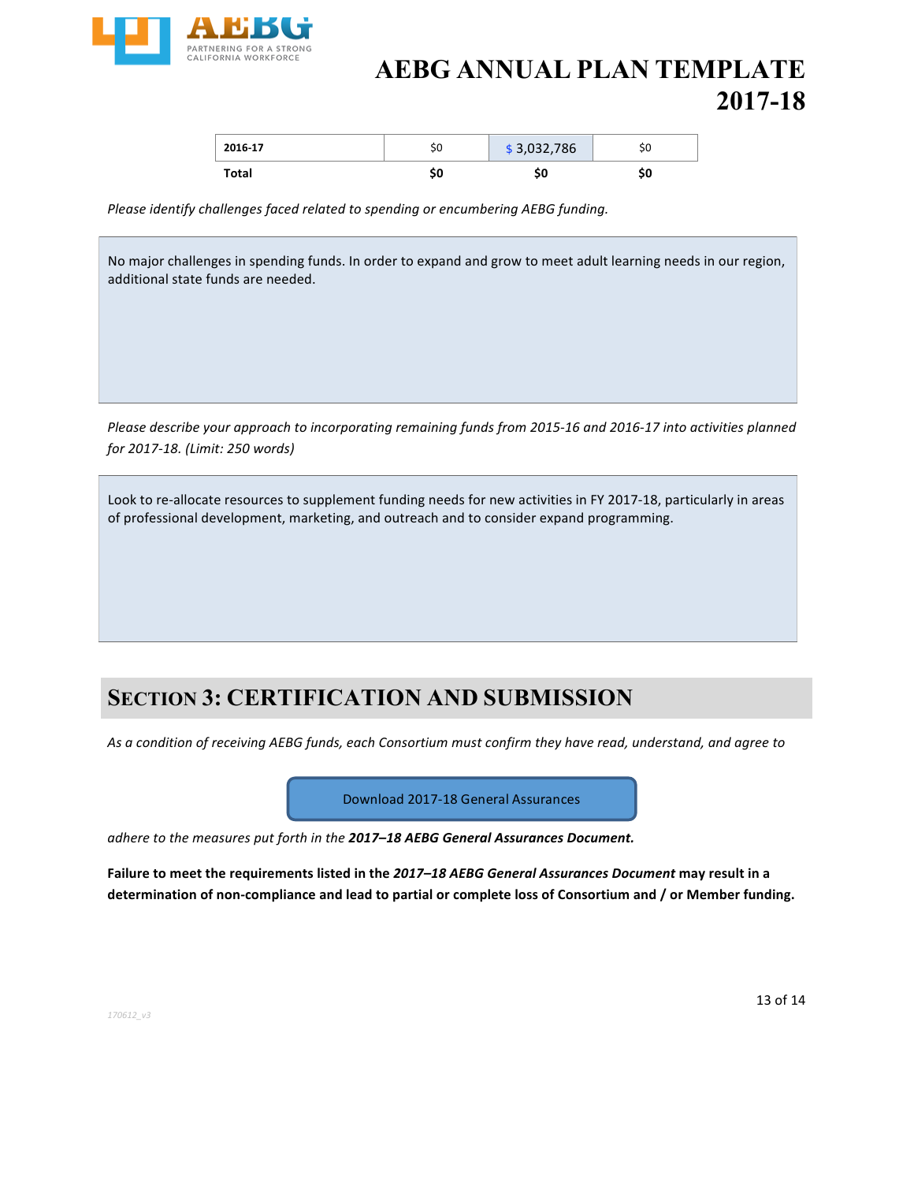| 2016-17 | $0 | $ 3,032,786 | $0 |
|---|---|---|---|
| **Total** | **$0** | **$0** | **$0** |

*Please identify challenges faced related to spending or encumbering AEBG funding.*

No major challenges in spending funds. In order to expand and grow to meet adult learning needs in our region, additional state funds are needed.

*Please describe your approach to incorporating remaining funds from 2015-16 and 2016-17 into activities planned for 2017-18. (Limit: 250 words)*

Look to re-allocate resources to supplement funding needs for new activities in FY 2017-18, particularly in areas of professional development, marketing, and outreach and to consider expand programming.

## SECTION 3: CERTIFICATION AND SUBMISSION

*As a condition of receiving AEBG funds, each Consortium must confirm they have read, understand, and agree to*

Download 2017-18 General Assurances

*adhere to the measures put forth in the* ***2017–18 AEBG General Assurances Document.***

**Failure to meet the requirements listed in the *2017–18 AEBG General Assurances Document* may result in a determination of non-compliance and lead to partial or complete loss of Consortium and / or Member funding.**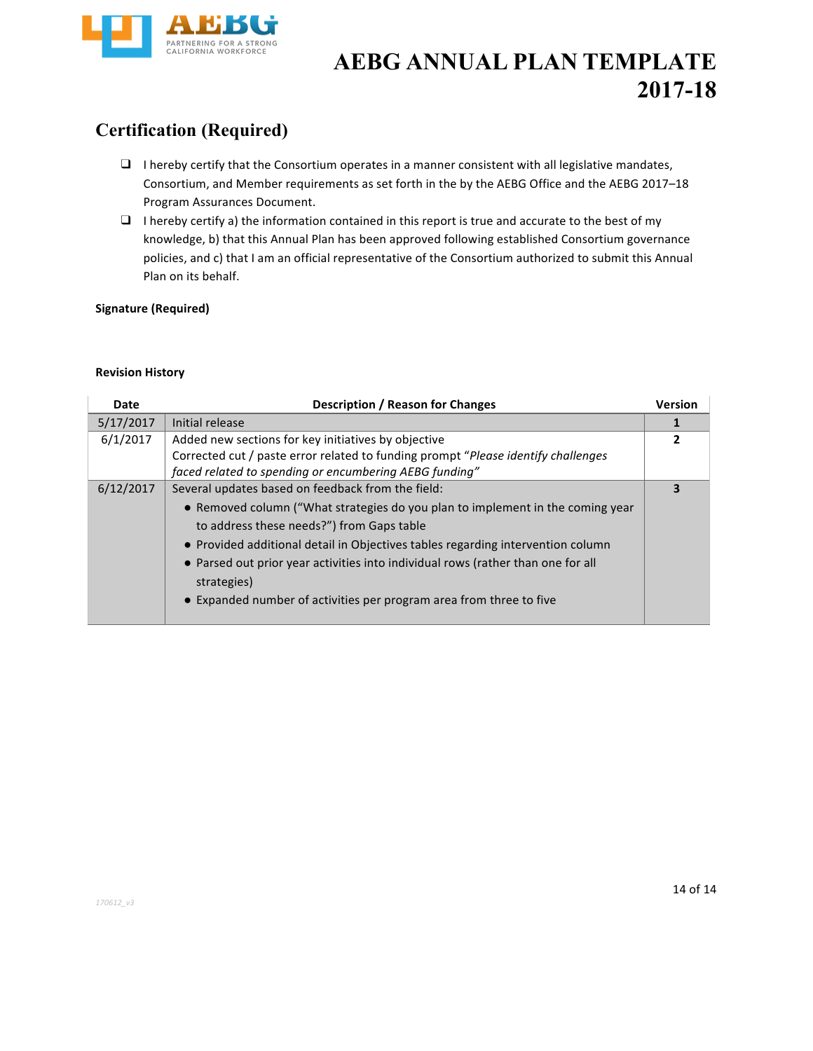# AEBG ANNUAL PLAN TEMPLATE 2017-18

## Certification (Required)

- ☐ I hereby certify that the Consortium operates in a manner consistent with all legislative mandates, Consortium, and Member requirements as set forth in the by the AEBG Office and the AEBG 2017–18 Program Assurances Document.
- ☐ I hereby certify a) the information contained in this report is true and accurate to the best of my knowledge, b) that this Annual Plan has been approved following established Consortium governance policies, and c) that I am an official representative of the Consortium authorized to submit this Annual Plan on its behalf.

**Signature (Required)**

**Revision History**

| Date | Description / Reason for Changes | Version |
|---|---|---|
| 5/17/2017 | Initial release | **1** |
| 6/1/2017 | Added new sections for key initiatives by objective<br>Corrected cut / paste error related to funding prompt "*Please identify challenges faced related to spending or encumbering AEBG funding*" | **2** |
| 6/12/2017 | Several updates based on feedback from the field:<br>● Removed column ("What strategies do you plan to implement in the coming year to address these needs?") from Gaps table<br>● Provided additional detail in Objectives tables regarding intervention column<br>● Parsed out prior year activities into individual rows (rather than one for all strategies)<br>● Expanded number of activities per program area from three to five | **3** |